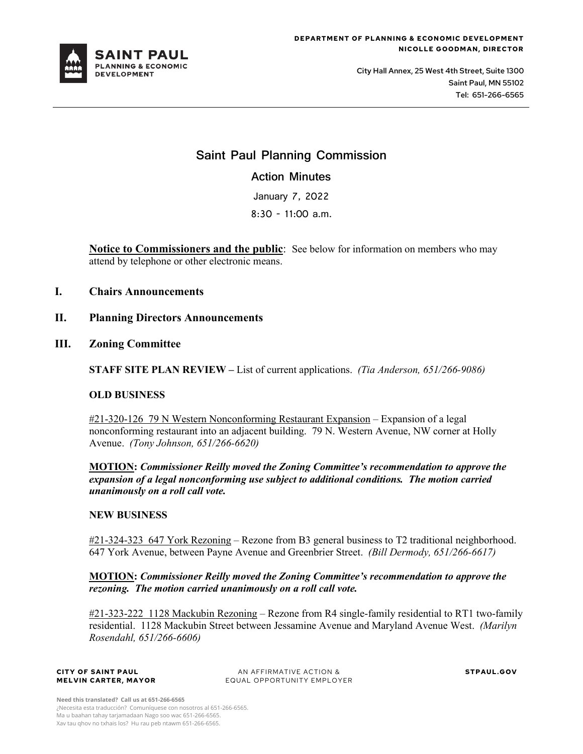**DEPARTMENT OF PLANNING & ECONOMIC DEVELOPMENT**
**NICOLLE GOODMAN, DIRECTOR**

**SAINT PAUL PLANNING & ECONOMIC DEVELOPMENT**

City Hall Annex, 25 West 4th Street, Suite 1300
Saint Paul, MN 55102
Tel: 651-266-6565

# Saint Paul Planning Commission

## Action Minutes

January 7, 2022

8:30 - 11:00 a.m.

**Notice to Commissioners and the public**: See below for information on members who may attend by telephone or other electronic means.

## I. Chairs Announcements

## II. Planning Directors Announcements

## III. Zoning Committee

**STAFF SITE PLAN REVIEW –** List of current applications. *(Tia Anderson, 651/266-9086)*

**OLD BUSINESS**

#21-320-126 79 N Western Nonconforming Restaurant Expansion – Expansion of a legal nonconforming restaurant into an adjacent building. 79 N. Western Avenue, NW corner at Holly Avenue. *(Tony Johnson, 651/266-6620)*

**MOTION:** ***Commissioner Reilly moved the Zoning Committee's recommendation to approve the expansion of a legal nonconforming use subject to additional conditions. The motion carried unanimously on a roll call vote.***

**NEW BUSINESS**

#21-324-323 647 York Rezoning – Rezone from B3 general business to T2 traditional neighborhood. 647 York Avenue, between Payne Avenue and Greenbrier Street. *(Bill Dermody, 651/266-6617)*

**MOTION:** ***Commissioner Reilly moved the Zoning Committee's recommendation to approve the rezoning. The motion carried unanimously on a roll call vote.***

#21-323-222 1128 Mackubin Rezoning – Rezone from R4 single-family residential to RT1 two-family residential. 1128 Mackubin Street between Jessamine Avenue and Maryland Avenue West. *(Marilyn Rosendahl, 651/266-6606)*

**CITY OF SAINT PAUL**
**MELVIN CARTER, MAYOR**

AN AFFIRMATIVE ACTION & EQUAL OPPORTUNITY EMPLOYER

**STPAUL.GOV**

**Need this translated? Call us at 651-266-6565**
¿Necesita esta traducción? Comuníquese con nosotros al 651-266-6565.
Ma u baahan tahay tarjamadaan Nago soo wac 651-266-6565.
Xav tau qhov no txhais los? Hu rau peb ntawm 651-266-6565.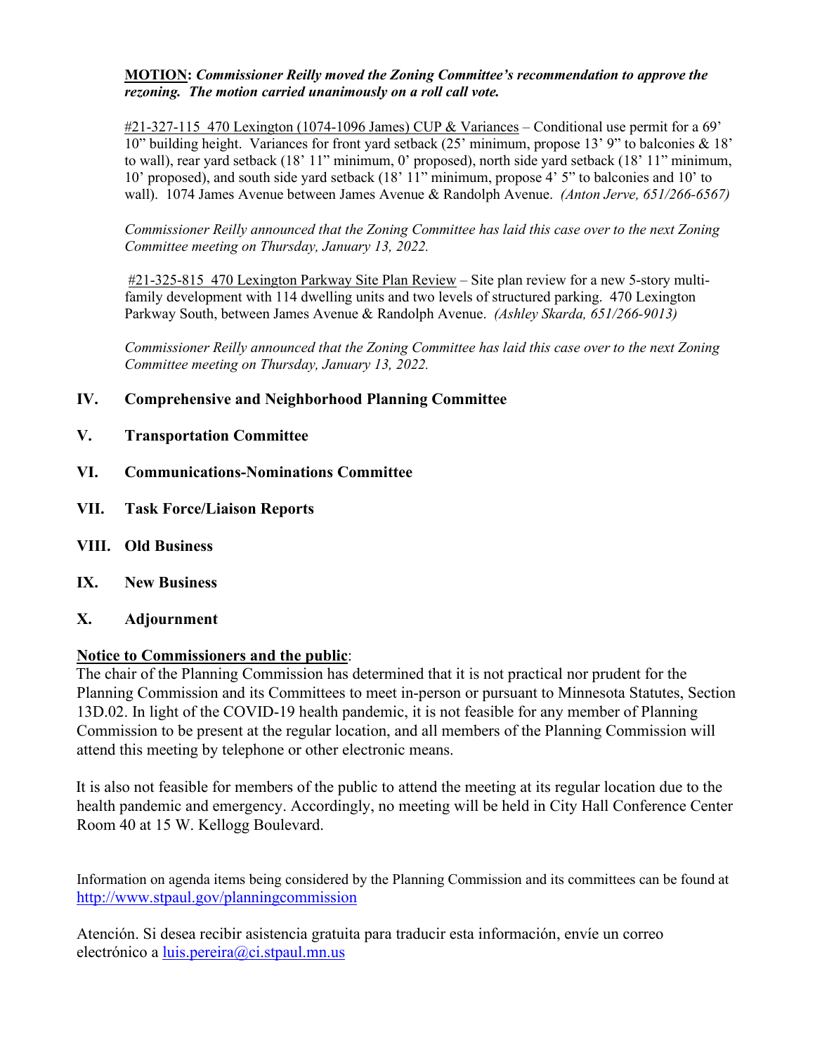**MOTION:** ***Commissioner Reilly moved the Zoning Committee's recommendation to approve the rezoning. The motion carried unanimously on a roll call vote.***

#21-327-115 470 Lexington (1074-1096 James) CUP & Variances – Conditional use permit for a 69' 10" building height. Variances for front yard setback (25' minimum, propose 13' 9" to balconies & 18' to wall), rear yard setback (18' 11" minimum, 0' proposed), north side yard setback (18' 11" minimum, 10' proposed), and south side yard setback (18' 11" minimum, propose 4' 5" to balconies and 10' to wall). 1074 James Avenue between James Avenue & Randolph Avenue. *(Anton Jerve, 651/266-6567)*

*Commissioner Reilly announced that the Zoning Committee has laid this case over to the next Zoning Committee meeting on Thursday, January 13, 2022.*

#21-325-815 470 Lexington Parkway Site Plan Review – Site plan review for a new 5-story multi-family development with 114 dwelling units and two levels of structured parking. 470 Lexington Parkway South, between James Avenue & Randolph Avenue. *(Ashley Skarda, 651/266-9013)*

*Commissioner Reilly announced that the Zoning Committee has laid this case over to the next Zoning Committee meeting on Thursday, January 13, 2022.*

## IV. Comprehensive and Neighborhood Planning Committee

## V. Transportation Committee

## VI. Communications-Nominations Committee

## VII. Task Force/Liaison Reports

## VIII. Old Business

## IX. New Business

## X. Adjournment

**Notice to Commissioners and the public**:
The chair of the Planning Commission has determined that it is not practical nor prudent for the Planning Commission and its Committees to meet in-person or pursuant to Minnesota Statutes, Section 13D.02. In light of the COVID-19 health pandemic, it is not feasible for any member of Planning Commission to be present at the regular location, and all members of the Planning Commission will attend this meeting by telephone or other electronic means.

It is also not feasible for members of the public to attend the meeting at its regular location due to the health pandemic and emergency. Accordingly, no meeting will be held in City Hall Conference Center Room 40 at 15 W. Kellogg Boulevard.

Information on agenda items being considered by the Planning Commission and its committees can be found at http://www.stpaul.gov/planningcommission

Atención. Si desea recibir asistencia gratuita para traducir esta información, envíe un correo electrónico a luis.pereira@ci.stpaul.mn.us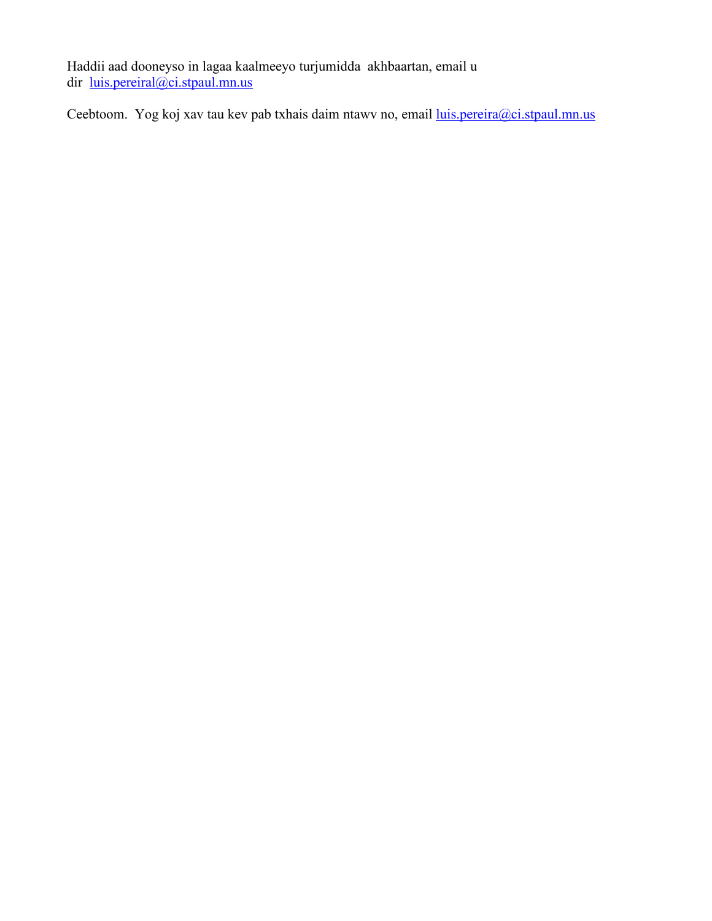Haddii aad dooneyso in lagaa kaalmeeyo turjumidda  akhbaartan, email u dir  luis.pereiral@ci.stpaul.mn.us

Ceebtoom.  Yog koj xav tau kev pab txhais daim ntawv no, email luis.pereira@ci.stpaul.mn.us